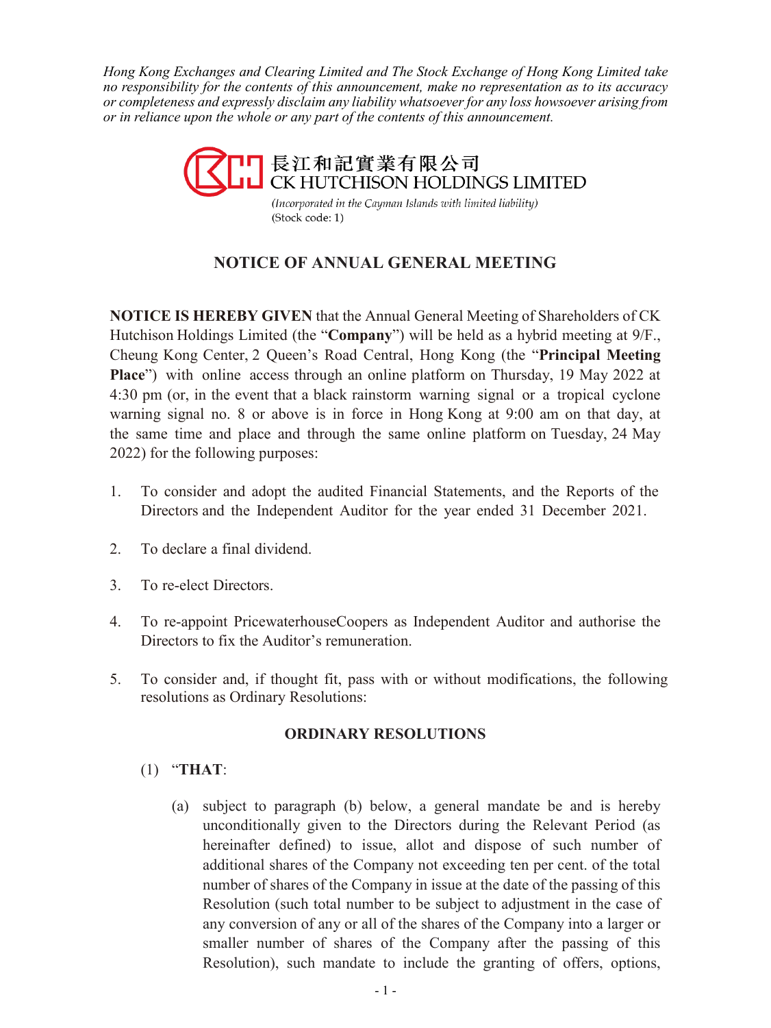*Hong Kong Exchanges and Clearing Limited and The Stock Exchange of Hong Kong Limited take no responsibility for the contents of this announcement, make no representation as to its accuracy or completeness and expressly disclaim any liability whatsoever for any loss howsoever arising from or in reliance upon the whole or any part of the contents of this announcement.*

長江和記實業有限公司
CK HUTCHISON HOLDINGS LIMITED

*(Incorporated in the Cayman Islands with limited liability)*
(Stock code: 1)

# NOTICE OF ANNUAL GENERAL MEETING

**NOTICE IS HEREBY GIVEN** that the Annual General Meeting of Shareholders of CK Hutchison Holdings Limited (the "**Company**") will be held as a hybrid meeting at 9/F., Cheung Kong Center, 2 Queen's Road Central, Hong Kong (the "**Principal Meeting Place**") with online access through an online platform on Thursday, 19 May 2022 at 4:30 pm (or, in the event that a black rainstorm warning signal or a tropical cyclone warning signal no. 8 or above is in force in Hong Kong at 9:00 am on that day, at the same time and place and through the same online platform on Tuesday, 24 May 2022) for the following purposes:

1. To consider and adopt the audited Financial Statements, and the Reports of the Directors and the Independent Auditor for the year ended 31 December 2021.

2. To declare a final dividend.

3. To re-elect Directors.

4. To re-appoint PricewaterhouseCoopers as Independent Auditor and authorise the Directors to fix the Auditor's remuneration.

5. To consider and, if thought fit, pass with or without modifications, the following resolutions as Ordinary Resolutions:

## ORDINARY RESOLUTIONS

(1) "**THAT**:

(a) subject to paragraph (b) below, a general mandate be and is hereby unconditionally given to the Directors during the Relevant Period (as hereinafter defined) to issue, allot and dispose of such number of additional shares of the Company not exceeding ten per cent. of the total number of shares of the Company in issue at the date of the passing of this Resolution (such total number to be subject to adjustment in the case of any conversion of any or all of the shares of the Company into a larger or smaller number of shares of the Company after the passing of this Resolution), such mandate to include the granting of offers, options,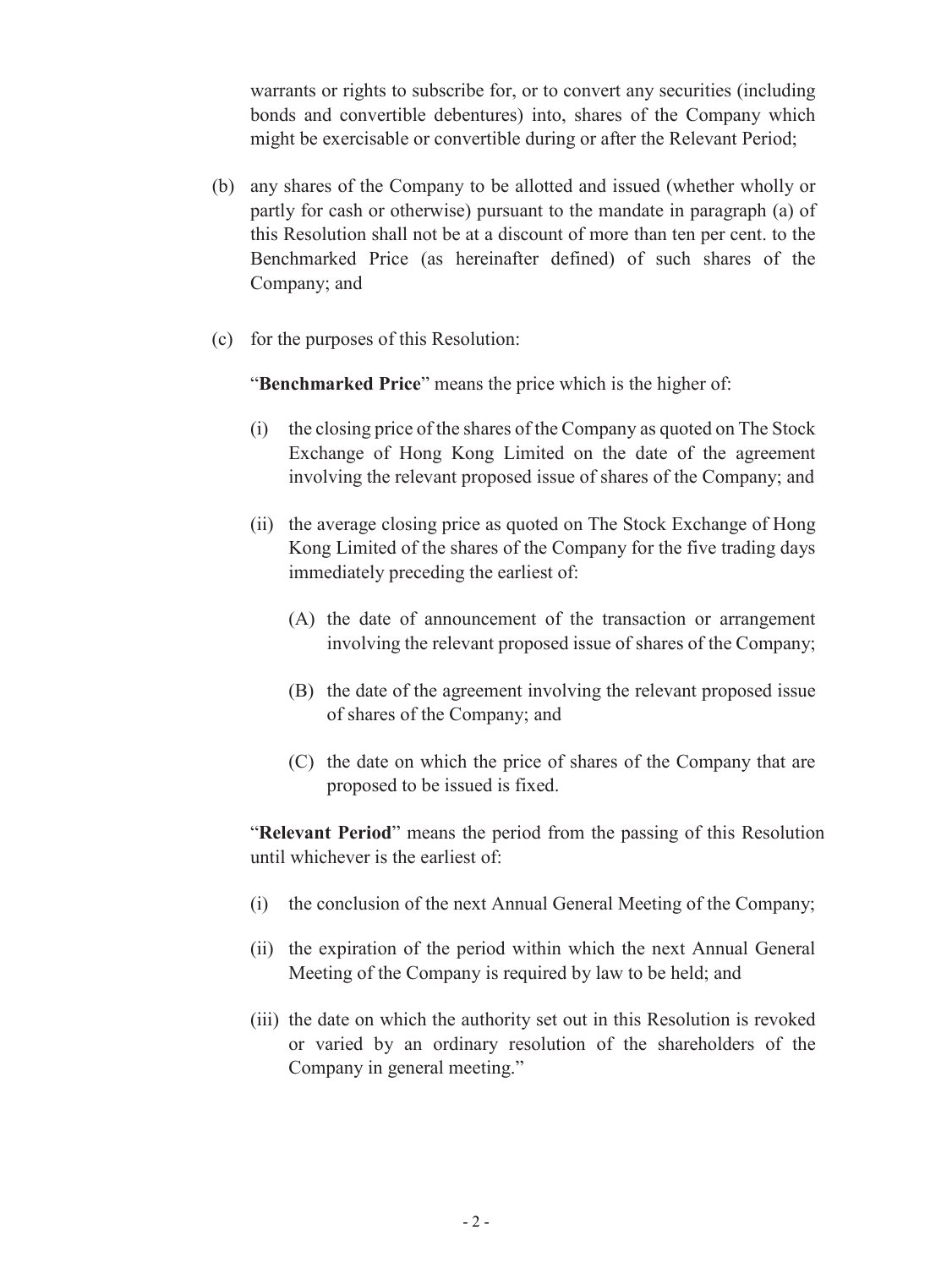warrants or rights to subscribe for, or to convert any securities (including bonds and convertible debentures) into, shares of the Company which might be exercisable or convertible during or after the Relevant Period;

(b) any shares of the Company to be allotted and issued (whether wholly or partly for cash or otherwise) pursuant to the mandate in paragraph (a) of this Resolution shall not be at a discount of more than ten per cent. to the Benchmarked Price (as hereinafter defined) of such shares of the Company; and

(c) for the purposes of this Resolution:

"**Benchmarked Price**" means the price which is the higher of:

(i) the closing price of the shares of the Company as quoted on The Stock Exchange of Hong Kong Limited on the date of the agreement involving the relevant proposed issue of shares of the Company; and

(ii) the average closing price as quoted on The Stock Exchange of Hong Kong Limited of the shares of the Company for the five trading days immediately preceding the earliest of:

(A) the date of announcement of the transaction or arrangement involving the relevant proposed issue of shares of the Company;

(B) the date of the agreement involving the relevant proposed issue of shares of the Company; and

(C) the date on which the price of shares of the Company that are proposed to be issued is fixed.

"**Relevant Period**" means the period from the passing of this Resolution until whichever is the earliest of:

(i) the conclusion of the next Annual General Meeting of the Company;

(ii) the expiration of the period within which the next Annual General Meeting of the Company is required by law to be held; and

(iii) the date on which the authority set out in this Resolution is revoked or varied by an ordinary resolution of the shareholders of the Company in general meeting."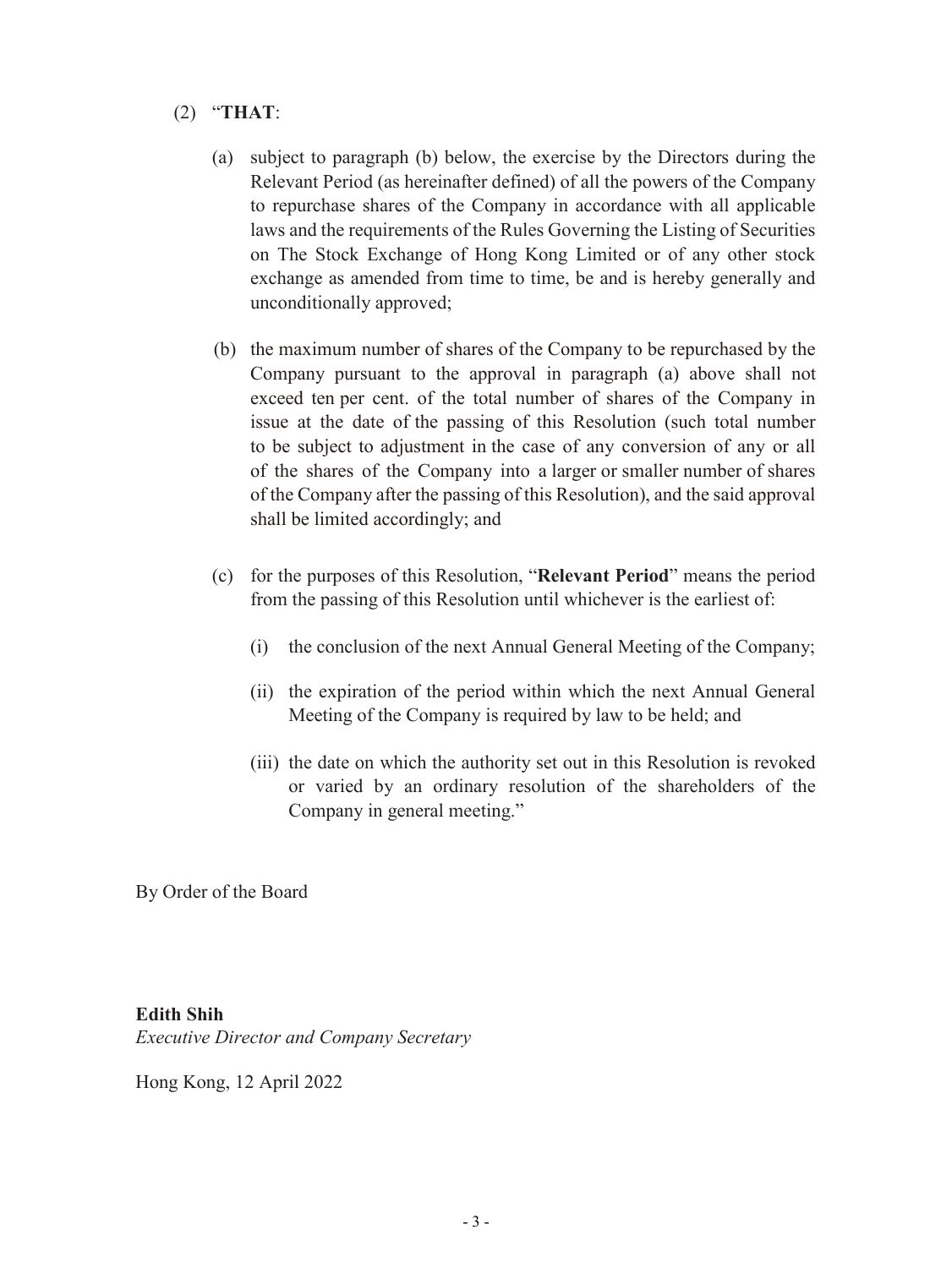(2) "**THAT**:

(a) subject to paragraph (b) below, the exercise by the Directors during the Relevant Period (as hereinafter defined) of all the powers of the Company to repurchase shares of the Company in accordance with all applicable laws and the requirements of the Rules Governing the Listing of Securities on The Stock Exchange of Hong Kong Limited or of any other stock exchange as amended from time to time, be and is hereby generally and unconditionally approved;

(b) the maximum number of shares of the Company to be repurchased by the Company pursuant to the approval in paragraph (a) above shall not exceed ten per cent. of the total number of shares of the Company in issue at the date of the passing of this Resolution (such total number to be subject to adjustment in the case of any conversion of any or all of the shares of the Company into a larger or smaller number of shares of the Company after the passing of this Resolution), and the said approval shall be limited accordingly; and

(c) for the purposes of this Resolution, "**Relevant Period**" means the period from the passing of this Resolution until whichever is the earliest of:

(i) the conclusion of the next Annual General Meeting of the Company;

(ii) the expiration of the period within which the next Annual General Meeting of the Company is required by law to be held; and

(iii) the date on which the authority set out in this Resolution is revoked or varied by an ordinary resolution of the shareholders of the Company in general meeting."

By Order of the Board

**Edith Shih**
*Executive Director and Company Secretary*

Hong Kong, 12 April 2022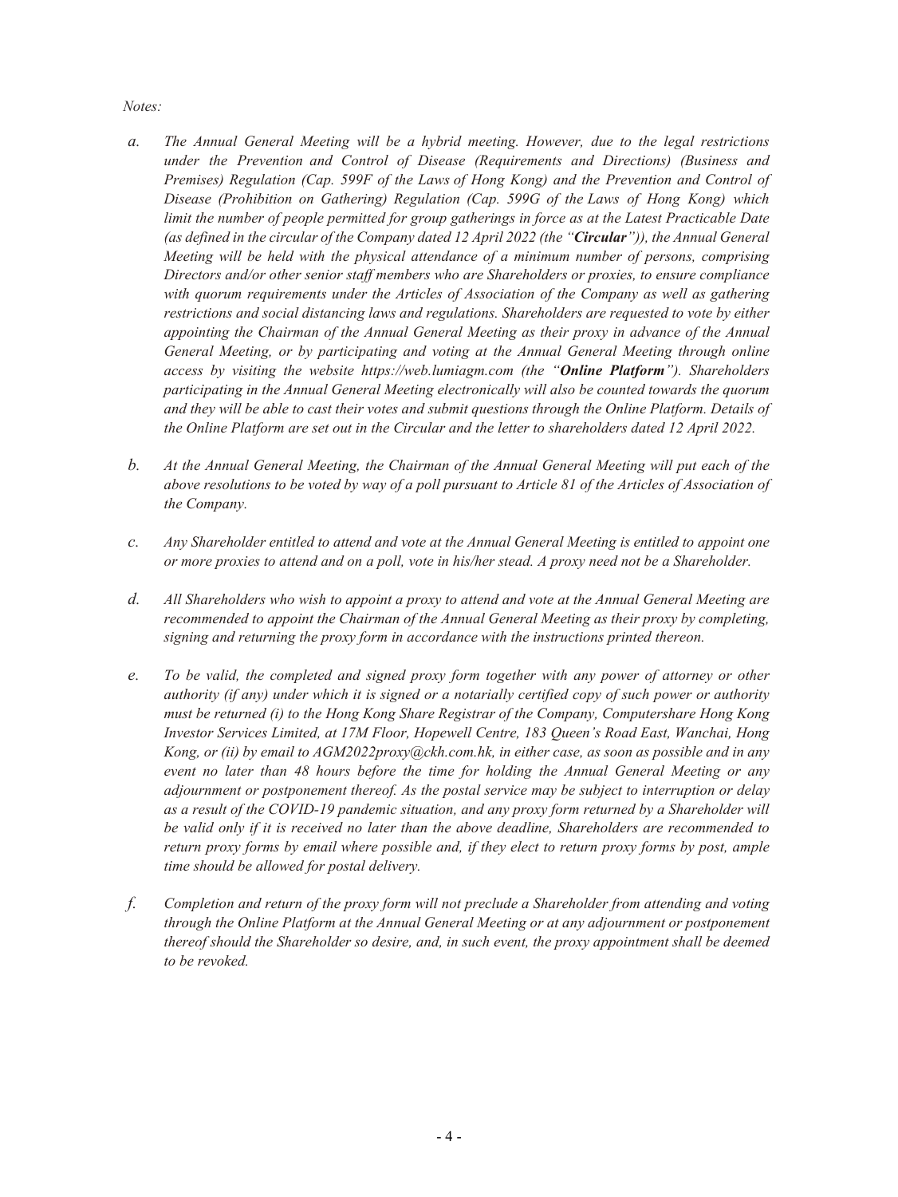*Notes:*

*a. The Annual General Meeting will be a hybrid meeting. However, due to the legal restrictions under the Prevention and Control of Disease (Requirements and Directions) (Business and Premises) Regulation (Cap. 599F of the Laws of Hong Kong) and the Prevention and Control of Disease (Prohibition on Gathering) Regulation (Cap. 599G of the Laws of Hong Kong) which limit the number of people permitted for group gatherings in force as at the Latest Practicable Date (as defined in the circular of the Company dated 12 April 2022 (the "**Circular**")), the Annual General Meeting will be held with the physical attendance of a minimum number of persons, comprising Directors and/or other senior staff members who are Shareholders or proxies, to ensure compliance with quorum requirements under the Articles of Association of the Company as well as gathering restrictions and social distancing laws and regulations. Shareholders are requested to vote by either appointing the Chairman of the Annual General Meeting as their proxy in advance of the Annual General Meeting, or by participating and voting at the Annual General Meeting through online access by visiting the website https://web.lumiagm.com (the "**Online Platform**"). Shareholders participating in the Annual General Meeting electronically will also be counted towards the quorum and they will be able to cast their votes and submit questions through the Online Platform. Details of the Online Platform are set out in the Circular and the letter to shareholders dated 12 April 2022.*

*b. At the Annual General Meeting, the Chairman of the Annual General Meeting will put each of the above resolutions to be voted by way of a poll pursuant to Article 81 of the Articles of Association of the Company.*

*c. Any Shareholder entitled to attend and vote at the Annual General Meeting is entitled to appoint one or more proxies to attend and on a poll, vote in his/her stead. A proxy need not be a Shareholder.*

*d. All Shareholders who wish to appoint a proxy to attend and vote at the Annual General Meeting are recommended to appoint the Chairman of the Annual General Meeting as their proxy by completing, signing and returning the proxy form in accordance with the instructions printed thereon.*

*e. To be valid, the completed and signed proxy form together with any power of attorney or other authority (if any) under which it is signed or a notarially certified copy of such power or authority must be returned (i) to the Hong Kong Share Registrar of the Company, Computershare Hong Kong Investor Services Limited, at 17M Floor, Hopewell Centre, 183 Queen's Road East, Wanchai, Hong Kong, or (ii) by email to AGM2022proxy@ckh.com.hk, in either case, as soon as possible and in any event no later than 48 hours before the time for holding the Annual General Meeting or any adjournment or postponement thereof. As the postal service may be subject to interruption or delay as a result of the COVID-19 pandemic situation, and any proxy form returned by a Shareholder will be valid only if it is received no later than the above deadline, Shareholders are recommended to return proxy forms by email where possible and, if they elect to return proxy forms by post, ample time should be allowed for postal delivery.*

*f. Completion and return of the proxy form will not preclude a Shareholder from attending and voting through the Online Platform at the Annual General Meeting or at any adjournment or postponement thereof should the Shareholder so desire, and, in such event, the proxy appointment shall be deemed to be revoked.*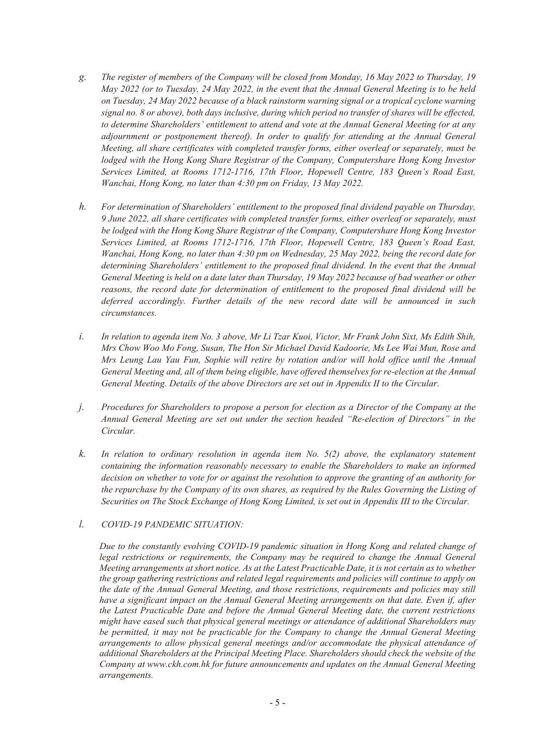*g. The register of members of the Company will be closed from Monday, 16 May 2022 to Thursday, 19 May 2022 (or to Tuesday, 24 May 2022, in the event that the Annual General Meeting is to be held on Tuesday, 24 May 2022 because of a black rainstorm warning signal or a tropical cyclone warning signal no. 8 or above), both days inclusive, during which period no transfer of shares will be effected, to determine Shareholders' entitlement to attend and vote at the Annual General Meeting (or at any adjournment or postponement thereof). In order to qualify for attending at the Annual General Meeting, all share certificates with completed transfer forms, either overleaf or separately, must be lodged with the Hong Kong Share Registrar of the Company, Computershare Hong Kong Investor Services Limited, at Rooms 1712-1716, 17th Floor, Hopewell Centre, 183 Queen's Road East, Wanchai, Hong Kong, no later than 4:30 pm on Friday, 13 May 2022.*

*h. For determination of Shareholders' entitlement to the proposed final dividend payable on Thursday, 9 June 2022, all share certificates with completed transfer forms, either overleaf or separately, must be lodged with the Hong Kong Share Registrar of the Company, Computershare Hong Kong Investor Services Limited, at Rooms 1712-1716, 17th Floor, Hopewell Centre, 183 Queen's Road East, Wanchai, Hong Kong, no later than 4:30 pm on Wednesday, 25 May 2022, being the record date for determining Shareholders' entitlement to the proposed final dividend. In the event that the Annual General Meeting is held on a date later than Thursday, 19 May 2022 because of bad weather or other reasons, the record date for determination of entitlement to the proposed final dividend will be deferred accordingly. Further details of the new record date will be announced in such circumstances.*

*i. In relation to agenda item No. 3 above, Mr Li Tzar Kuoi, Victor, Mr Frank John Sixt, Ms Edith Shih, Mrs Chow Woo Mo Fong, Susan, The Hon Sir Michael David Kadoorie, Ms Lee Wai Mun, Rose and Mrs Leung Lau Yau Fun, Sophie will retire by rotation and/or will hold office until the Annual General Meeting and, all of them being eligible, have offered themselves for re-election at the Annual General Meeting. Details of the above Directors are set out in Appendix II to the Circular.*

*j. Procedures for Shareholders to propose a person for election as a Director of the Company at the Annual General Meeting are set out under the section headed "Re-election of Directors" in the Circular.*

*k. In relation to ordinary resolution in agenda item No. 5(2) above, the explanatory statement containing the information reasonably necessary to enable the Shareholders to make an informed decision on whether to vote for or against the resolution to approve the granting of an authority for the repurchase by the Company of its own shares, as required by the Rules Governing the Listing of Securities on The Stock Exchange of Hong Kong Limited, is set out in Appendix III to the Circular.*

*l. COVID-19 PANDEMIC SITUATION:*

*Due to the constantly evolving COVID-19 pandemic situation in Hong Kong and related change of legal restrictions or requirements, the Company may be required to change the Annual General Meeting arrangements at short notice. As at the Latest Practicable Date, it is not certain as to whether the group gathering restrictions and related legal requirements and policies will continue to apply on the date of the Annual General Meeting, and those restrictions, requirements and policies may still have a significant impact on the Annual General Meeting arrangements on that date. Even if, after the Latest Practicable Date and before the Annual General Meeting date, the current restrictions might have eased such that physical general meetings or attendance of additional Shareholders may be permitted, it may not be practicable for the Company to change the Annual General Meeting arrangements to allow physical general meetings and/or accommodate the physical attendance of additional Shareholders at the Principal Meeting Place. Shareholders should check the website of the Company at www.ckh.com.hk for future announcements and updates on the Annual General Meeting arrangements.*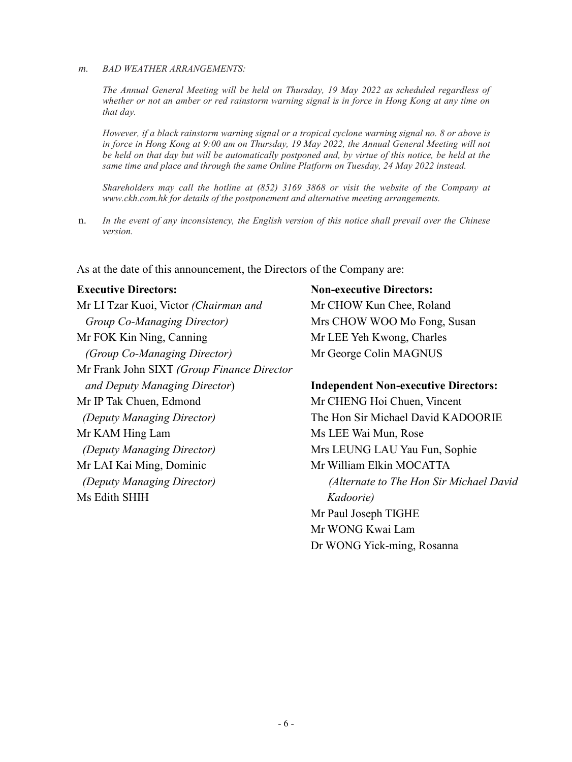m. *BAD WEATHER ARRANGEMENTS:*

*The Annual General Meeting will be held on Thursday, 19 May 2022 as scheduled regardless of whether or not an amber or red rainstorm warning signal is in force in Hong Kong at any time on that day.*

*However, if a black rainstorm warning signal or a tropical cyclone warning signal no. 8 or above is in force in Hong Kong at 9:00 am on Thursday, 19 May 2022, the Annual General Meeting will not be held on that day but will be automatically postponed and, by virtue of this notice, be held at the same time and place and through the same Online Platform on Tuesday, 24 May 2022 instead.*

*Shareholders may call the hotline at (852) 3169 3868 or visit the website of the Company at www.ckh.com.hk for details of the postponement and alternative meeting arrangements.*

n. *In the event of any inconsistency, the English version of this notice shall prevail over the Chinese version.*

As at the date of this announcement, the Directors of the Company are:

**Executive Directors:**

Mr LI Tzar Kuoi, Victor *(Chairman and Group Co-Managing Director)*
Mr FOK Kin Ning, Canning *(Group Co-Managing Director)*
Mr Frank John SIXT *(Group Finance Director and Deputy Managing Director)*
Mr IP Tak Chuen, Edmond *(Deputy Managing Director)*
Mr KAM Hing Lam *(Deputy Managing Director)*
Mr LAI Kai Ming, Dominic *(Deputy Managing Director)*
Ms Edith SHIH

**Non-executive Directors:**

Mr CHOW Kun Chee, Roland
Mrs CHOW WOO Mo Fong, Susan
Mr LEE Yeh Kwong, Charles
Mr George Colin MAGNUS

**Independent Non-executive Directors:**

Mr CHENG Hoi Chuen, Vincent
The Hon Sir Michael David KADOORIE
Ms LEE Wai Mun, Rose
Mrs LEUNG LAU Yau Fun, Sophie
Mr William Elkin MOCATTA *(Alternate to The Hon Sir Michael David Kadoorie)*
Mr Paul Joseph TIGHE
Mr WONG Kwai Lam
Dr WONG Yick-ming, Rosanna